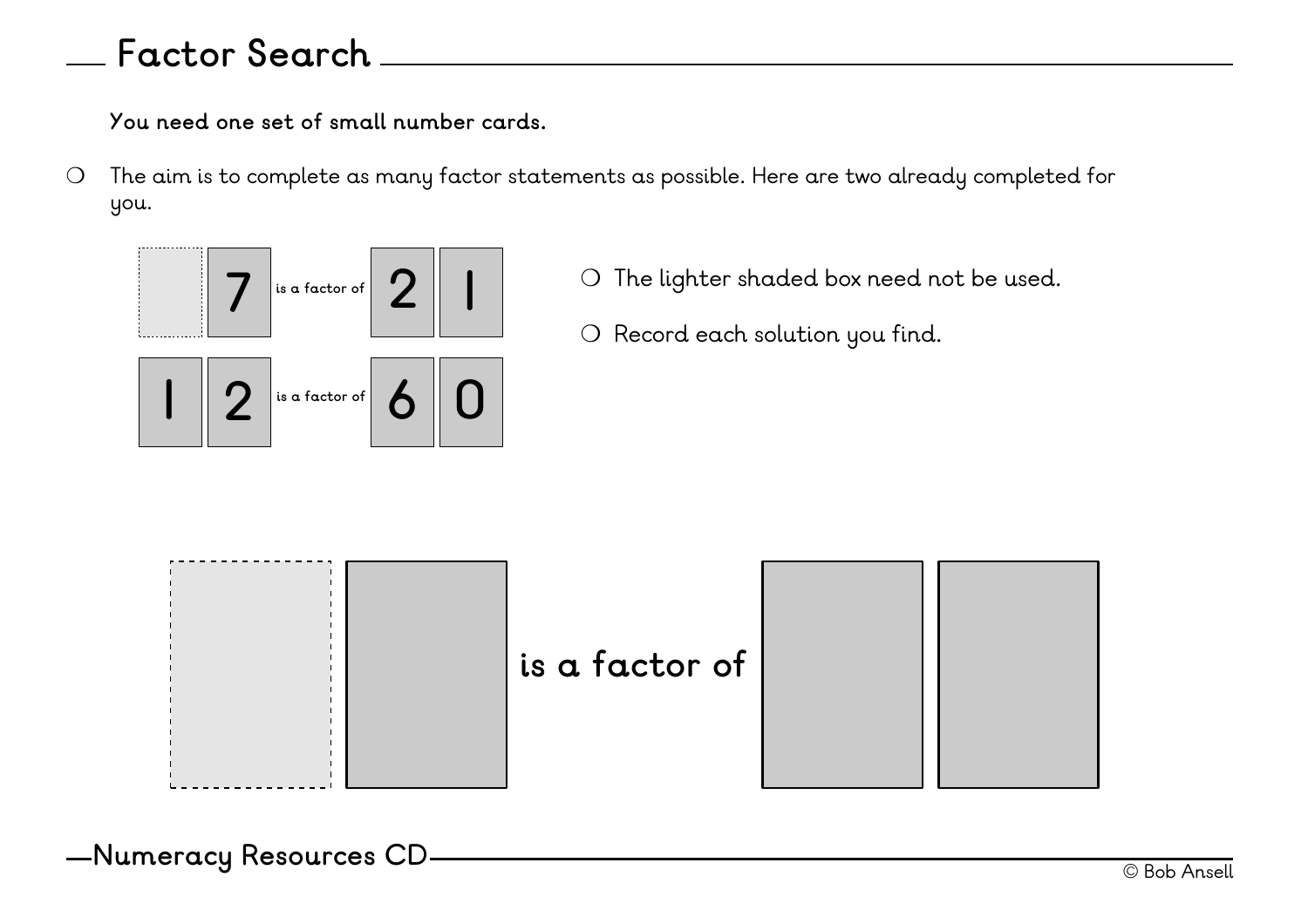# Factor Search

**You need one set of small number cards.**

- The aim is to complete as many factor statements as possible. Here are two already completed for you.

| | 7 | is a factor of | 2 | 1 |
|---|---|---|---|---|
| 1 | 2 | is a factor of | 6 | 0 |

- The lighter shaded box need not be used.
- Record each solution you find.

| | | is a factor of | | |
|---|---|---|---|---|

Numeracy Resources CD

© Bob Ansell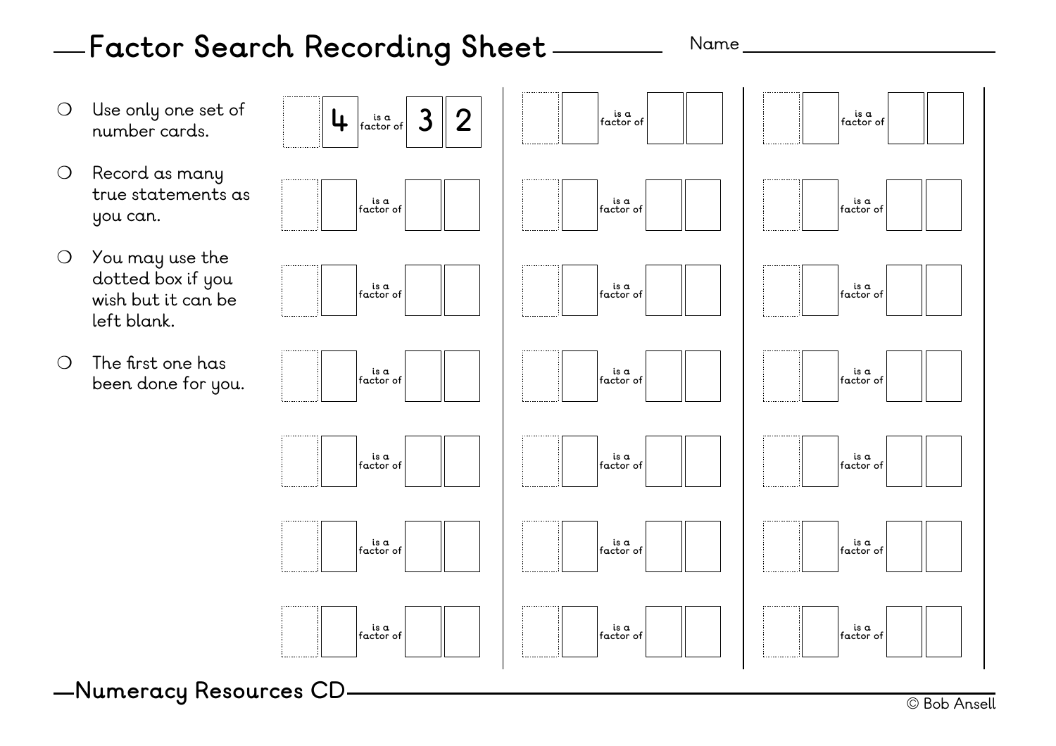# Factor Search Recording Sheet

Name ____________________

- Use only one set of number cards.
- Record as many true statements as you can.
- You may use the dotted box if you wish but it can be left blank.
- The first one has been done for you.

| | | | | | | | | | | | | | | |
|---|---|---|---|---|---|---|---|---|---|---|---|---|---|---|
| | 4 | is a factor of | 3 | 2 | | | is a factor of | | | | | is a factor of | | |
| | | is a factor of | | | | | is a factor of | | | | | is a factor of | | |
| | | is a factor of | | | | | is a factor of | | | | | is a factor of | | |
| | | is a factor of | | | | | is a factor of | | | | | is a factor of | | |
| | | is a factor of | | | | | is a factor of | | | | | is a factor of | | |
| | | is a factor of | | | | | is a factor of | | | | | is a factor of | | |
| | | is a factor of | | | | | is a factor of | | | | | is a factor of | | |

Numeracy Resources CD

© Bob Ansell